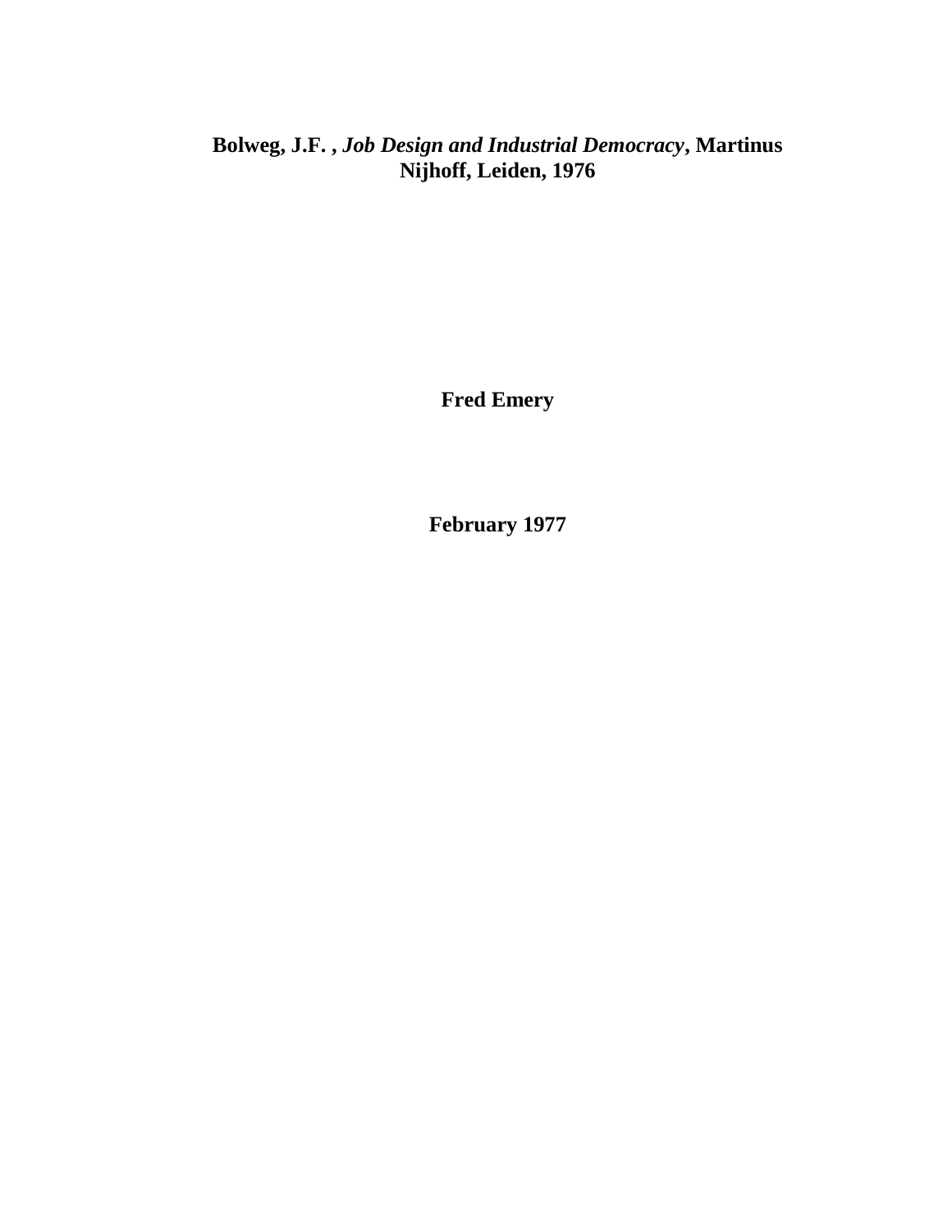**Bolweg, J.F. , *Job Design and Industrial Democracy*, Martinus Nijhoff, Leiden, 1976**

**Fred Emery**

**February 1977**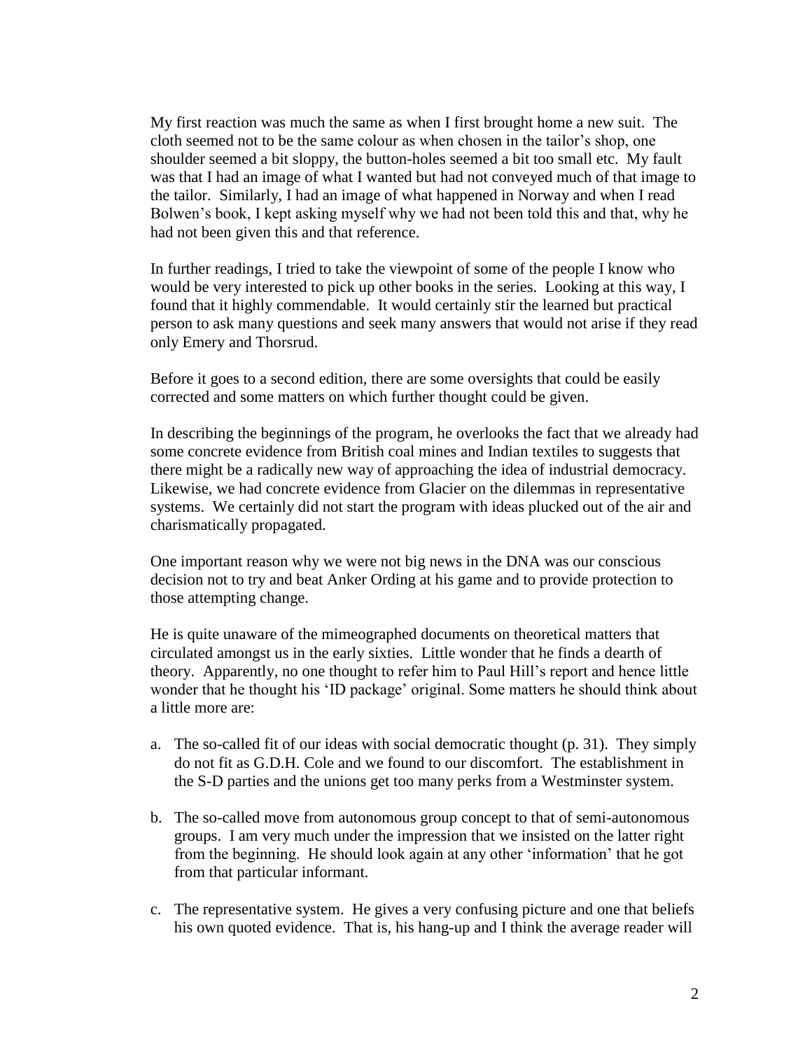My first reaction was much the same as when I first brought home a new suit. The cloth seemed not to be the same colour as when chosen in the tailor's shop, one shoulder seemed a bit sloppy, the button-holes seemed a bit too small etc. My fault was that I had an image of what I wanted but had not conveyed much of that image to the tailor. Similarly, I had an image of what happened in Norway and when I read Bolwen's book, I kept asking myself why we had not been told this and that, why he had not been given this and that reference.

In further readings, I tried to take the viewpoint of some of the people I know who would be very interested to pick up other books in the series. Looking at this way, I found that it highly commendable. It would certainly stir the learned but practical person to ask many questions and seek many answers that would not arise if they read only Emery and Thorsrud.

Before it goes to a second edition, there are some oversights that could be easily corrected and some matters on which further thought could be given.

In describing the beginnings of the program, he overlooks the fact that we already had some concrete evidence from British coal mines and Indian textiles to suggests that there might be a radically new way of approaching the idea of industrial democracy. Likewise, we had concrete evidence from Glacier on the dilemmas in representative systems. We certainly did not start the program with ideas plucked out of the air and charismatically propagated.

One important reason why we were not big news in the DNA was our conscious decision not to try and beat Anker Ording at his game and to provide protection to those attempting change.

He is quite unaware of the mimeographed documents on theoretical matters that circulated amongst us in the early sixties. Little wonder that he finds a dearth of theory. Apparently, no one thought to refer him to Paul Hill's report and hence little wonder that he thought his 'ID package' original. Some matters he should think about a little more are:

a. The so-called fit of our ideas with social democratic thought (p. 31). They simply do not fit as G.D.H. Cole and we found to our discomfort. The establishment in the S-D parties and the unions get too many perks from a Westminster system.

b. The so-called move from autonomous group concept to that of semi-autonomous groups. I am very much under the impression that we insisted on the latter right from the beginning. He should look again at any other 'information' that he got from that particular informant.

c. The representative system. He gives a very confusing picture and one that beliefs his own quoted evidence. That is, his hang-up and I think the average reader will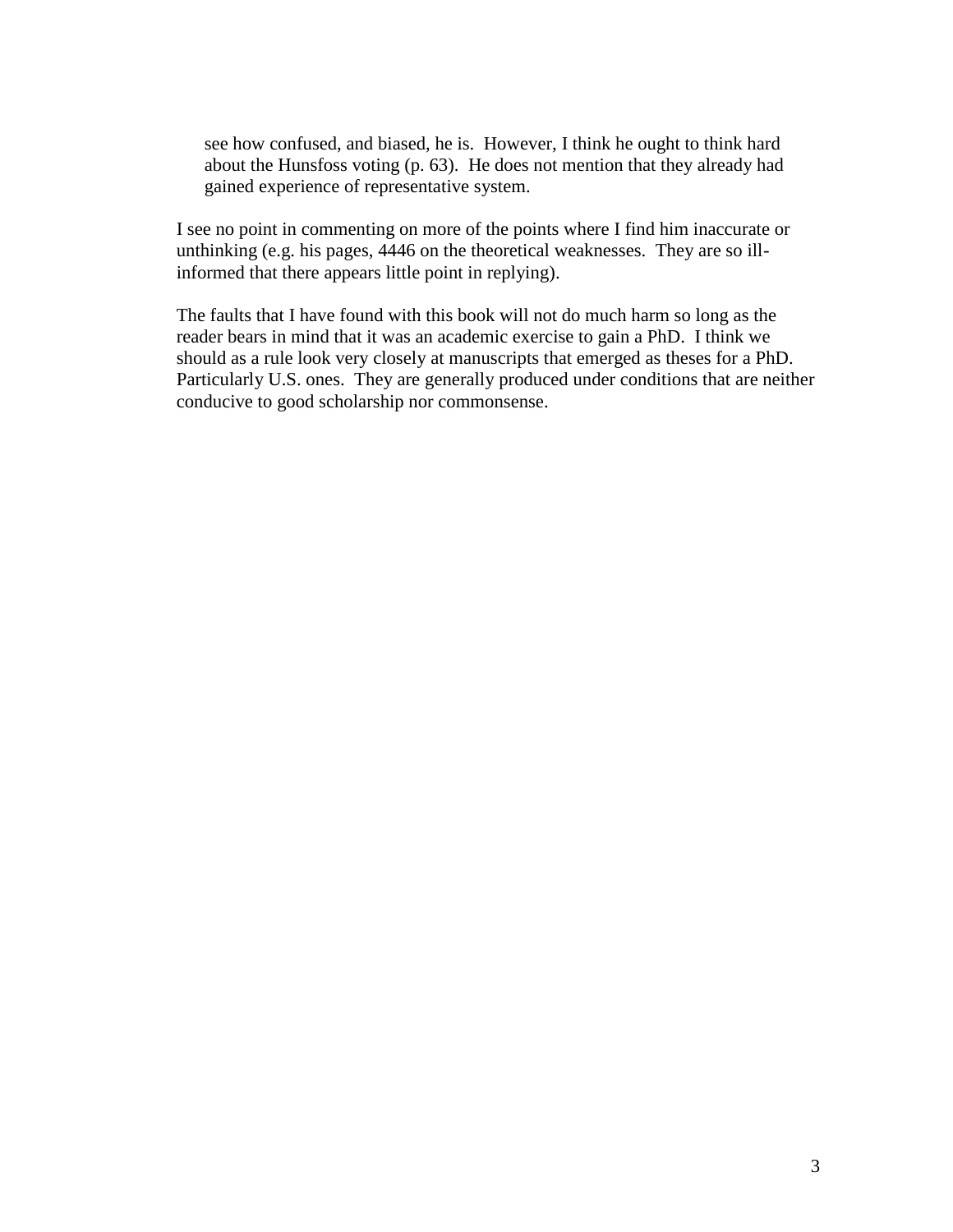see how confused, and biased, he is. However, I think he ought to think hard about the Hunsfoss voting (p. 63). He does not mention that they already had gained experience of representative system.

I see no point in commenting on more of the points where I find him inaccurate or unthinking (e.g. his pages, 4446 on the theoretical weaknesses. They are so ill-informed that there appears little point in replying).

The faults that I have found with this book will not do much harm so long as the reader bears in mind that it was an academic exercise to gain a PhD. I think we should as a rule look very closely at manuscripts that emerged as theses for a PhD. Particularly U.S. ones. They are generally produced under conditions that are neither conducive to good scholarship nor commonsense.